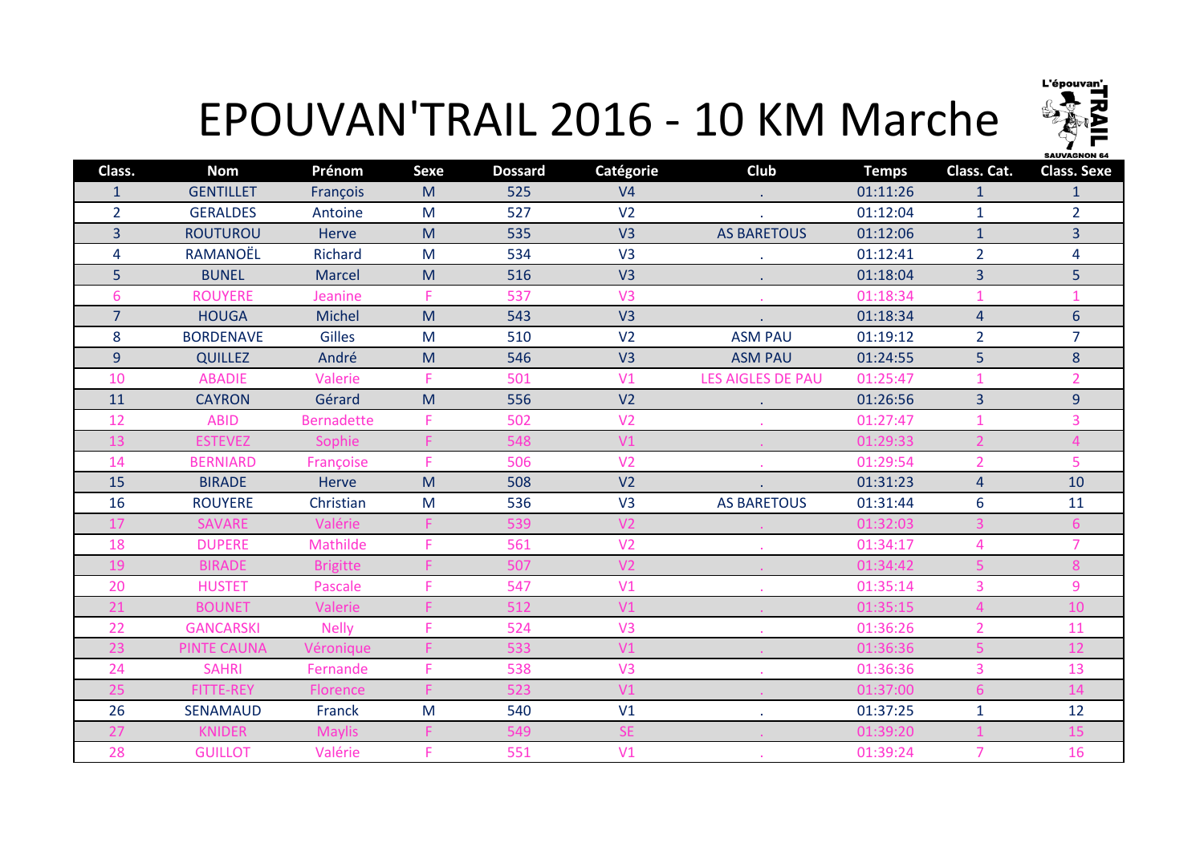# EPOUVAN'TRAIL 2016 - 10 KM Marche

| Class. | Nom | Prénom | Sexe | Dossard | Catégorie | Club | Temps | Class. Cat. | Class. Sexe |
|---|---|---|---|---|---|---|---|---|---|
| 1 | GENTILLET | François | M | 525 | V4 | . | 01:11:26 | 1 | 1 |
| 2 | GERALDES | Antoine | M | 527 | V2 | . | 01:12:04 | 1 | 2 |
| 3 | ROUTUROU | Herve | M | 535 | V3 | AS BARETOUS | 01:12:06 | 1 | 3 |
| 4 | RAMANOËL | Richard | M | 534 | V3 | . | 01:12:41 | 2 | 4 |
| 5 | BUNEL | Marcel | M | 516 | V3 | . | 01:18:04 | 3 | 5 |
| 6 | ROUYERE | Jeanine | F | 537 | V3 | . | 01:18:34 | 1 | 1 |
| 7 | HOUGA | Michel | M | 543 | V3 | . | 01:18:34 | 4 | 6 |
| 8 | BORDENAVE | Gilles | M | 510 | V2 | ASM PAU | 01:19:12 | 2 | 7 |
| 9 | QUILLEZ | André | M | 546 | V3 | ASM PAU | 01:24:55 | 5 | 8 |
| 10 | ABADIE | Valerie | F | 501 | V1 | LES AIGLES DE PAU | 01:25:47 | 1 | 2 |
| 11 | CAYRON | Gérard | M | 556 | V2 | . | 01:26:56 | 3 | 9 |
| 12 | ABID | Bernadette | F | 502 | V2 | . | 01:27:47 | 1 | 3 |
| 13 | ESTEVEZ | Sophie | F | 548 | V1 | . | 01:29:33 | 2 | 4 |
| 14 | BERNIARD | Françoise | F | 506 | V2 | . | 01:29:54 | 2 | 5 |
| 15 | BIRADE | Herve | M | 508 | V2 | . | 01:31:23 | 4 | 10 |
| 16 | ROUYERE | Christian | M | 536 | V3 | AS BARETOUS | 01:31:44 | 6 | 11 |
| 17 | SAVARE | Valérie | F | 539 | V2 | . | 01:32:03 | 3 | 6 |
| 18 | DUPERE | Mathilde | F | 561 | V2 | . | 01:34:17 | 4 | 7 |
| 19 | BIRADE | Brigitte | F | 507 | V2 | . | 01:34:42 | 5 | 8 |
| 20 | HUSTET | Pascale | F | 547 | V1 | . | 01:35:14 | 3 | 9 |
| 21 | BOUNET | Valerie | F | 512 | V1 | . | 01:35:15 | 4 | 10 |
| 22 | GANCARSKI | Nelly | F | 524 | V3 | . | 01:36:26 | 2 | 11 |
| 23 | PINTE CAUNA | Véronique | F | 533 | V1 | . | 01:36:36 | 5 | 12 |
| 24 | SAHRI | Fernande | F | 538 | V3 | . | 01:36:36 | 3 | 13 |
| 25 | FITTE-REY | Florence | F | 523 | V1 | . | 01:37:00 | 6 | 14 |
| 26 | SENAMAUD | Franck | M | 540 | V1 | . | 01:37:25 | 1 | 12 |
| 27 | KNIDER | Maylis | F | 549 | SE | . | 01:39:20 | 1 | 15 |
| 28 | GUILLOT | Valérie | F | 551 | V1 | . | 01:39:24 | 7 | 16 |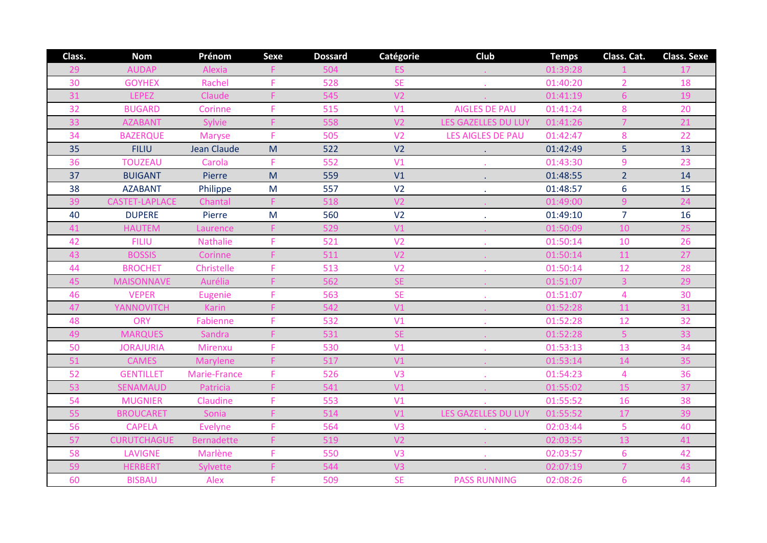| Class. | Nom | Prénom | Sexe | Dossard | Catégorie | Club | Temps | Class. Cat. | Class. Sexe |
|---|---|---|---|---|---|---|---|---|---|
| 29 | AUDAP | Alexia | F | 504 | ES | . | 01:39:28 | 1 | 17 |
| 30 | GOYHEX | Rachel | F | 528 | SE | . | 01:40:20 | 2 | 18 |
| 31 | LEPEZ | Claude | F | 545 | V2 | . | 01:41:19 | 6 | 19 |
| 32 | BUGARD | Corinne | F | 515 | V1 | AIGLES DE PAU | 01:41:24 | 8 | 20 |
| 33 | AZABANT | Sylvie | F | 558 | V2 | LES GAZELLES DU LUY | 01:41:26 | 7 | 21 |
| 34 | BAZERQUE | Maryse | F | 505 | V2 | LES AIGLES DE PAU | 01:42:47 | 8 | 22 |
| 35 | FILIU | Jean Claude | M | 522 | V2 | . | 01:42:49 | 5 | 13 |
| 36 | TOUZEAU | Carola | F | 552 | V1 | . | 01:43:30 | 9 | 23 |
| 37 | BUIGANT | Pierre | M | 559 | V1 | . | 01:48:55 | 2 | 14 |
| 38 | AZABANT | Philippe | M | 557 | V2 | . | 01:48:57 | 6 | 15 |
| 39 | CASTET-LAPLACE | Chantal | F | 518 | V2 | . | 01:49:00 | 9 | 24 |
| 40 | DUPERE | Pierre | M | 560 | V2 | . | 01:49:10 | 7 | 16 |
| 41 | HAUTEM | Laurence | F | 529 | V1 | . | 01:50:09 | 10 | 25 |
| 42 | FILIU | Nathalie | F | 521 | V2 | . | 01:50:14 | 10 | 26 |
| 43 | BOSSIS | Corinne | F | 511 | V2 | . | 01:50:14 | 11 | 27 |
| 44 | BROCHET | Christelle | F | 513 | V2 | . | 01:50:14 | 12 | 28 |
| 45 | MAISONNAVE | Aurélia | F | 562 | SE | . | 01:51:07 | 3 | 29 |
| 46 | VEPER | Eugenie | F | 563 | SE | . | 01:51:07 | 4 | 30 |
| 47 | YANNOVITCH | Karin | F | 542 | V1 | . | 01:52:28 | 11 | 31 |
| 48 | ORY | Fabienne | F | 532 | V1 | . | 01:52:28 | 12 | 32 |
| 49 | MARQUES | Sandra | F | 531 | SE | . | 01:52:28 | 5 | 33 |
| 50 | JORAJURIA | Mirenxu | F | 530 | V1 | . | 01:53:13 | 13 | 34 |
| 51 | CAMES | Marylene | F | 517 | V1 | . | 01:53:14 | 14 | 35 |
| 52 | GENTILLET | Marie-France | F | 526 | V3 | . | 01:54:23 | 4 | 36 |
| 53 | SENAMAUD | Patricia | F | 541 | V1 | . | 01:55:02 | 15 | 37 |
| 54 | MUGNIER | Claudine | F | 553 | V1 | . | 01:55:52 | 16 | 38 |
| 55 | BROUCARET | Sonia | F | 514 | V1 | LES GAZELLES DU LUY | 01:55:52 | 17 | 39 |
| 56 | CAPELA | Evelyne | F | 564 | V3 | . | 02:03:44 | 5 | 40 |
| 57 | CURUTCHAGUE | Bernadette | F | 519 | V2 | . | 02:03:55 | 13 | 41 |
| 58 | LAVIGNE | Marlène | F | 550 | V3 | . | 02:03:57 | 6 | 42 |
| 59 | HERBERT | Sylvette | F | 544 | V3 | . | 02:07:19 | 7 | 43 |
| 60 | BISBAU | Alex | F | 509 | SE | PASS RUNNING | 02:08:26 | 6 | 44 |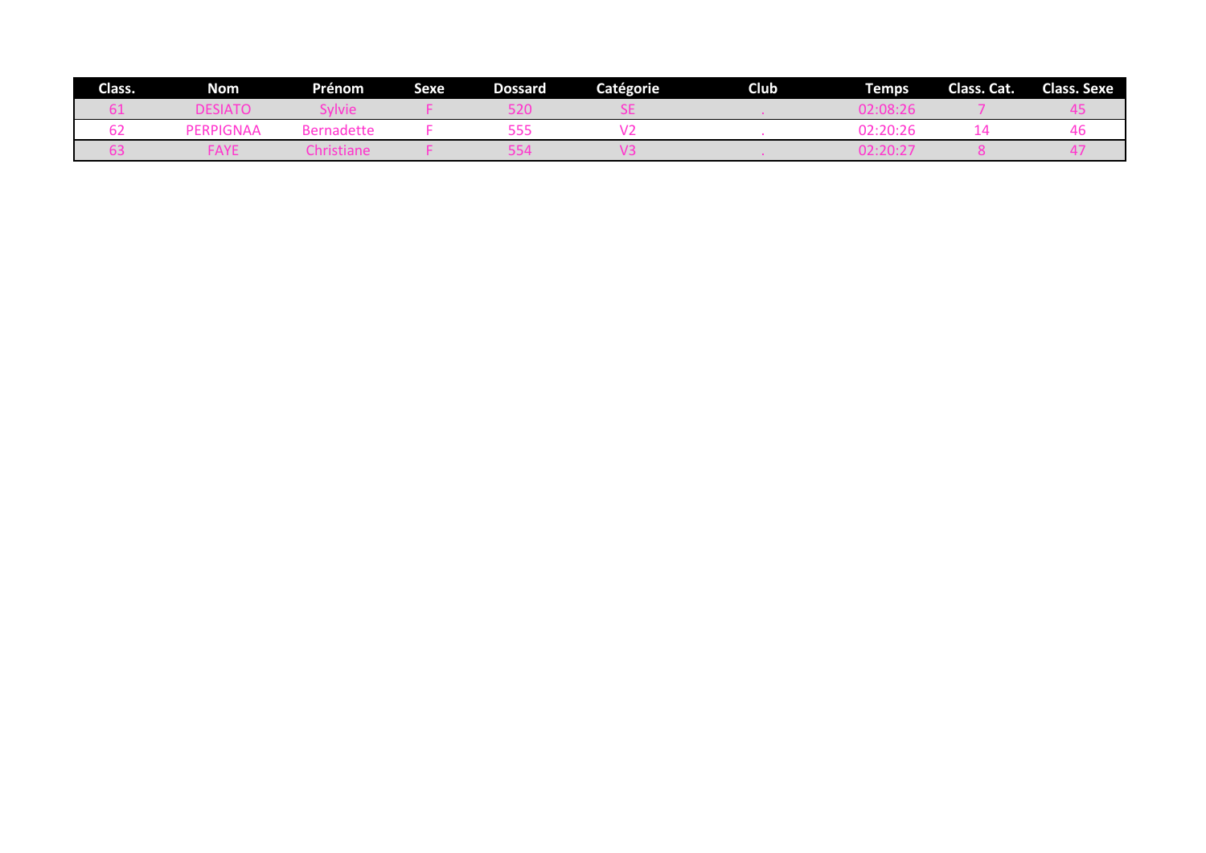| Class. | Nom | Prénom | Sexe | Dossard | Catégorie | Club | Temps | Class. Cat. | Class. Sexe |
|---|---|---|---|---|---|---|---|---|---|
| 61 | DESIATO | Sylvie | F | 520 | SE | . | 02:08:26 | 7 | 45 |
| 62 | PERPIGNAA | Bernadette | F | 555 | V2 | . | 02:20:26 | 14 | 46 |
| 63 | FAYE | Christiane | F | 554 | V3 | . | 02:20:27 | 8 | 47 |